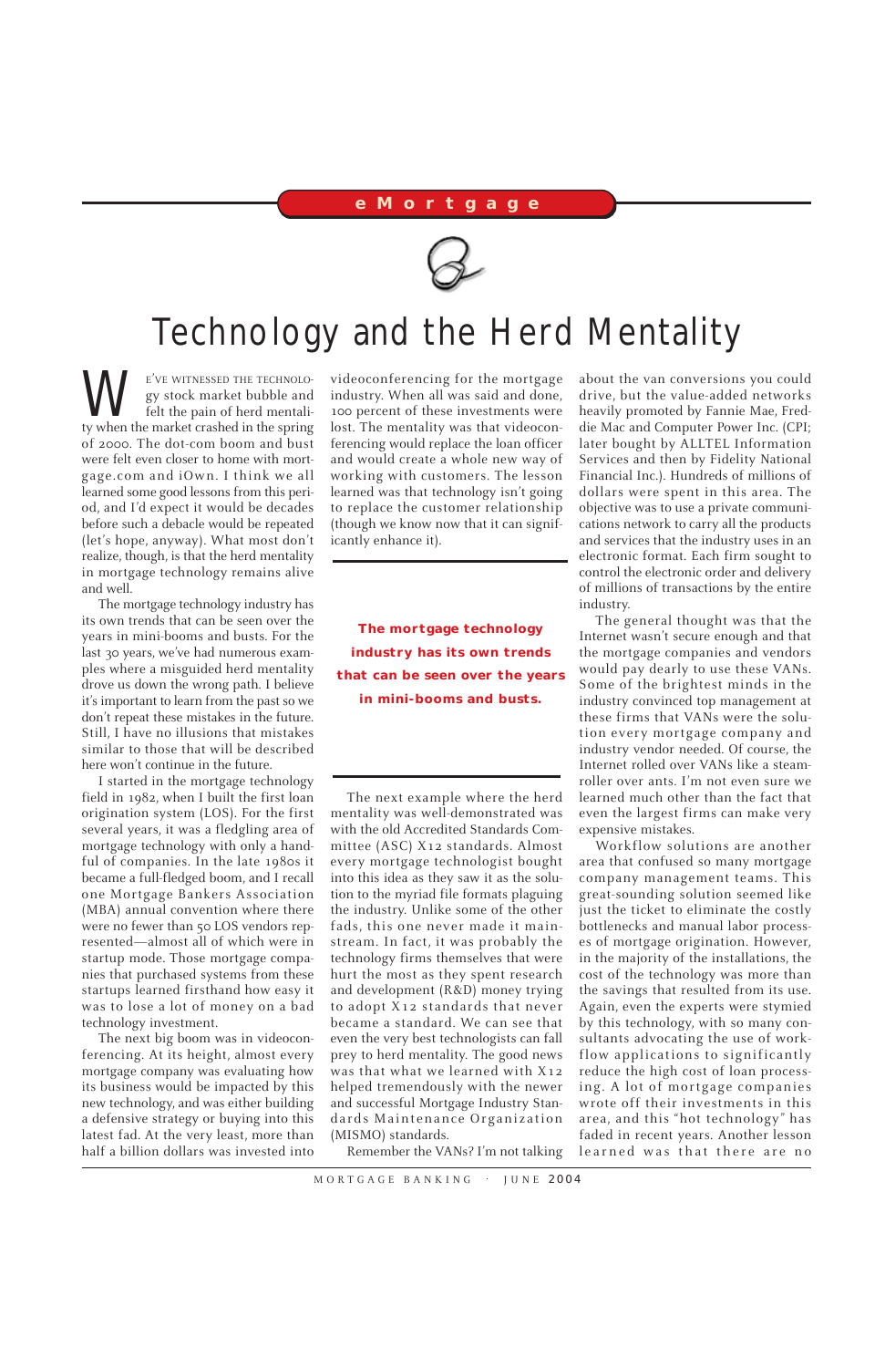eMortgage

# Technology and the Herd Mentality

We've witnessed the technology stock market bubble and felt the pain of herd mentality when the market crashed in the spring of 2000. The dot-com boom and bust were felt even closer to home with mortgage.com and iOwn. I think we all learned some good lessons from this period, and I'd expect it would be decades before such a debacle would be repeated (let's hope, anyway). What most don't realize, though, is that the herd mentality in mortgage technology remains alive and well.

The mortgage technology industry has its own trends that can be seen over the years in mini-booms and busts. For the last 30 years, we've had numerous examples where a misguided herd mentality drove us down the wrong path. I believe it's important to learn from the past so we don't repeat these mistakes in the future. Still, I have no illusions that mistakes similar to those that will be described here won't continue in the future.

I started in the mortgage technology field in 1982, when I built the first loan origination system (LOS). For the first several years, it was a fledgling area of mortgage technology with only a handful of companies. In the late 1980s it became a full-fledged boom, and I recall one Mortgage Bankers Association (MBA) annual convention where there were no fewer than 50 LOS vendors represented—almost all of which were in startup mode. Those mortgage companies that purchased systems from these startups learned firsthand how easy it was to lose a lot of money on a bad technology investment.

The next big boom was in videoconferencing. At its height, almost every mortgage company was evaluating how its business would be impacted by this new technology, and was either building a defensive strategy or buying into this latest fad. At the very least, more than half a billion dollars was invested into videoconferencing for the mortgage industry. When all was said and done, 100 percent of these investments were lost. The mentality was that videoconferencing would replace the loan officer and would create a whole new way of working with customers. The lesson learned was that technology isn't going to replace the customer relationship (though we know now that it can significantly enhance it).

**The mortgage technology industry has its own trends that can be seen over the years in mini-booms and busts.**

The next example where the herd mentality was well-demonstrated was with the old Accredited Standards Committee (ASC) X12 standards. Almost every mortgage technologist bought into this idea as they saw it as the solution to the myriad file formats plaguing the industry. Unlike some of the other fads, this one never made it mainstream. In fact, it was probably the technology firms themselves that were hurt the most as they spent research and development (R&D) money trying to adopt X12 standards that never became a standard. We can see that even the very best technologists can fall prey to herd mentality. The good news was that what we learned with X12 helped tremendously with the newer and successful Mortgage Industry Standards Maintenance Organization (MISMO) standards.

Remember the VANs? I'm not talking about the van conversions you could drive, but the value-added networks heavily promoted by Fannie Mae, Freddie Mac and Computer Power Inc. (CPI; later bought by ALLTEL Information Services and then by Fidelity National Financial Inc.). Hundreds of millions of dollars were spent in this area. The objective was to use a private communications network to carry all the products and services that the industry uses in an electronic format. Each firm sought to control the electronic order and delivery of millions of transactions by the entire industry.

The general thought was that the Internet wasn't secure enough and that the mortgage companies and vendors would pay dearly to use these VANs. Some of the brightest minds in the industry convinced top management at these firms that VANs were the solution every mortgage company and industry vendor needed. Of course, the Internet rolled over VANs like a steamroller over ants. I'm not even sure we learned much other than the fact that even the largest firms can make very expensive mistakes.

Workflow solutions are another area that confused so many mortgage company management teams. This great-sounding solution seemed like just the ticket to eliminate the costly bottlenecks and manual labor processes of mortgage origination. However, in the majority of the installations, the cost of the technology was more than the savings that resulted from its use. Again, even the experts were stymied by this technology, with so many consultants advocating the use of workflow applications to significantly reduce the high cost of loan processing. A lot of mortgage companies wrote off their investments in this area, and this "hot technology" has faded in recent years. Another lesson learned was that there are no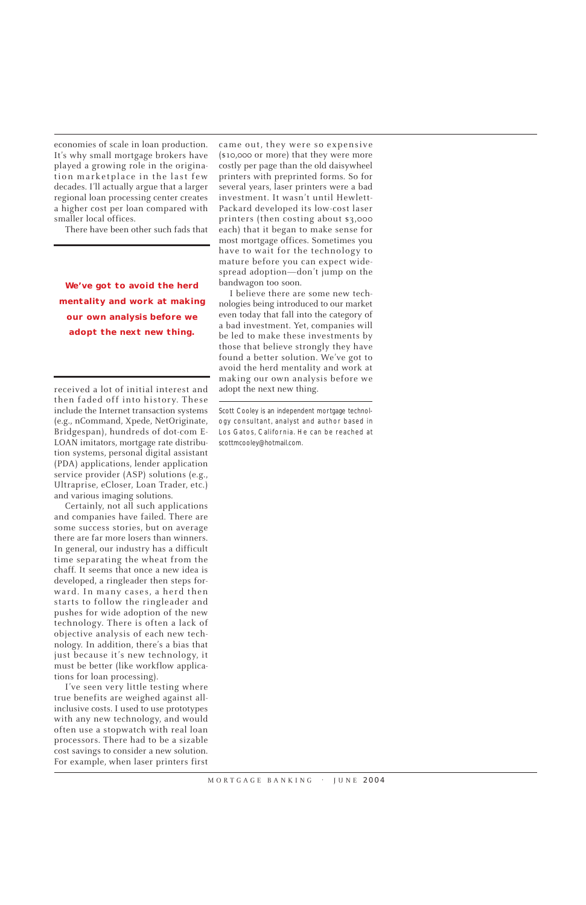economies of scale in loan production. It's why small mortgage brokers have played a growing role in the origination marketplace in the last few decades. I'll actually argue that a larger regional loan processing center creates a higher cost per loan compared with smaller local offices.

There have been other such fads that received a lot of initial interest and then faded off into history. These include the Internet transaction systems (e.g., nCommand, Xpede, NetOriginate, Bridgespan), hundreds of dot-com E-LOAN imitators, mortgage rate distribution systems, personal digital assistant (PDA) applications, lender application service provider (ASP) solutions (e.g., Ultraprise, eCloser, Loan Trader, etc.) and various imaging solutions.

> **We've got to avoid the herd mentality and work at making our own analysis before we adopt the next new thing.**

Certainly, not all such applications and companies have failed. There are some success stories, but on average there are far more losers than winners. In general, our industry has a difficult time separating the wheat from the chaff. It seems that once a new idea is developed, a ringleader then steps forward. In many cases, a herd then starts to follow the ringleader and pushes for wide adoption of the new technology. There is often a lack of objective analysis of each new technology. In addition, there's a bias that just because it's new technology, it must be better (like workflow applications for loan processing).

I've seen very little testing where true benefits are weighed against all-inclusive costs. I used to use prototypes with any new technology, and would often use a stopwatch with real loan processors. There had to be a sizable cost savings to consider a new solution. For example, when laser printers first came out, they were so expensive ($10,000 or more) that they were more costly per page than the old daisywheel printers with preprinted forms. So for several years, laser printers were a bad investment. It wasn't until Hewlett-Packard developed its low-cost laser printers (then costing about $3,000 each) that it began to make sense for most mortgage offices. Sometimes you have to wait for the technology to mature before you can expect widespread adoption—don't jump on the bandwagon too soon.

I believe there are some new technologies being introduced to our market even today that fall into the category of a bad investment. Yet, companies will be led to make these investments by those that believe strongly they have found a better solution. We've got to avoid the herd mentality and work at making our own analysis before we adopt the next new thing.

---

Scott Cooley is an independent mortgage technology consultant, analyst and author based in Los Gatos, California. He can be reached at scottmcooley@hotmail.com.